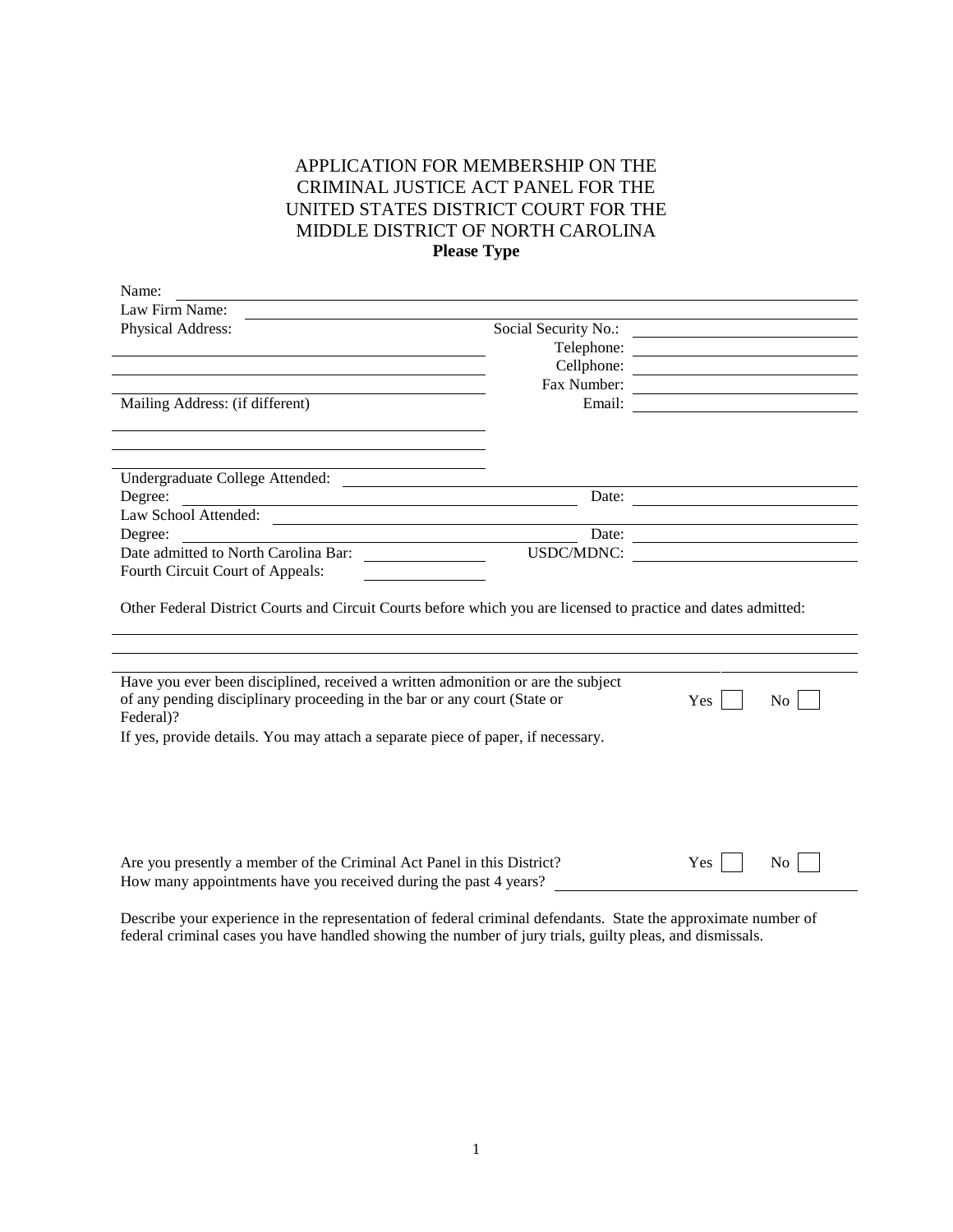# APPLICATION FOR MEMBERSHIP ON THE CRIMINAL JUSTICE ACT PANEL FOR THE UNITED STATES DISTRICT COURT FOR THE MIDDLE DISTRICT OF NORTH CAROLINA

**Please Type**

Name: ______________________________

Law Firm Name: ______________________________

Physical Address: ______________________________

______________________________

______________________________

Social Security No.: ______________________________

Telephone: ______________________________

Cellphone: ______________________________

Fax Number: ______________________________

Email: ______________________________

Mailing Address: (if different)

______________________________

______________________________

Undergraduate College Attended: ______________________________

Degree: ______________________________ Date: ______________________________

Law School Attended: ______________________________

Degree: ______________________________ Date: ______________________________

Date admitted to North Carolina Bar: ______________ USDC/MDNC: ______________________________

Fourth Circuit Court of Appeals: ______________

Other Federal District Courts and Circuit Courts before which you are licensed to practice and dates admitted:

______________________________

______________________________

______________________________

Have you ever been disciplined, received a written admonition or are the subject of any pending disciplinary proceeding in the bar or any court (State or Federal)? Yes ☐ No ☐

If yes, provide details. You may attach a separate piece of paper, if necessary.

Are you presently a member of the Criminal Act Panel in this District? Yes ☐ No ☐

How many appointments have you received during the past 4 years? ______________________________

Describe your experience in the representation of federal criminal defendants. State the approximate number of federal criminal cases you have handled showing the number of jury trials, guilty pleas, and dismissals.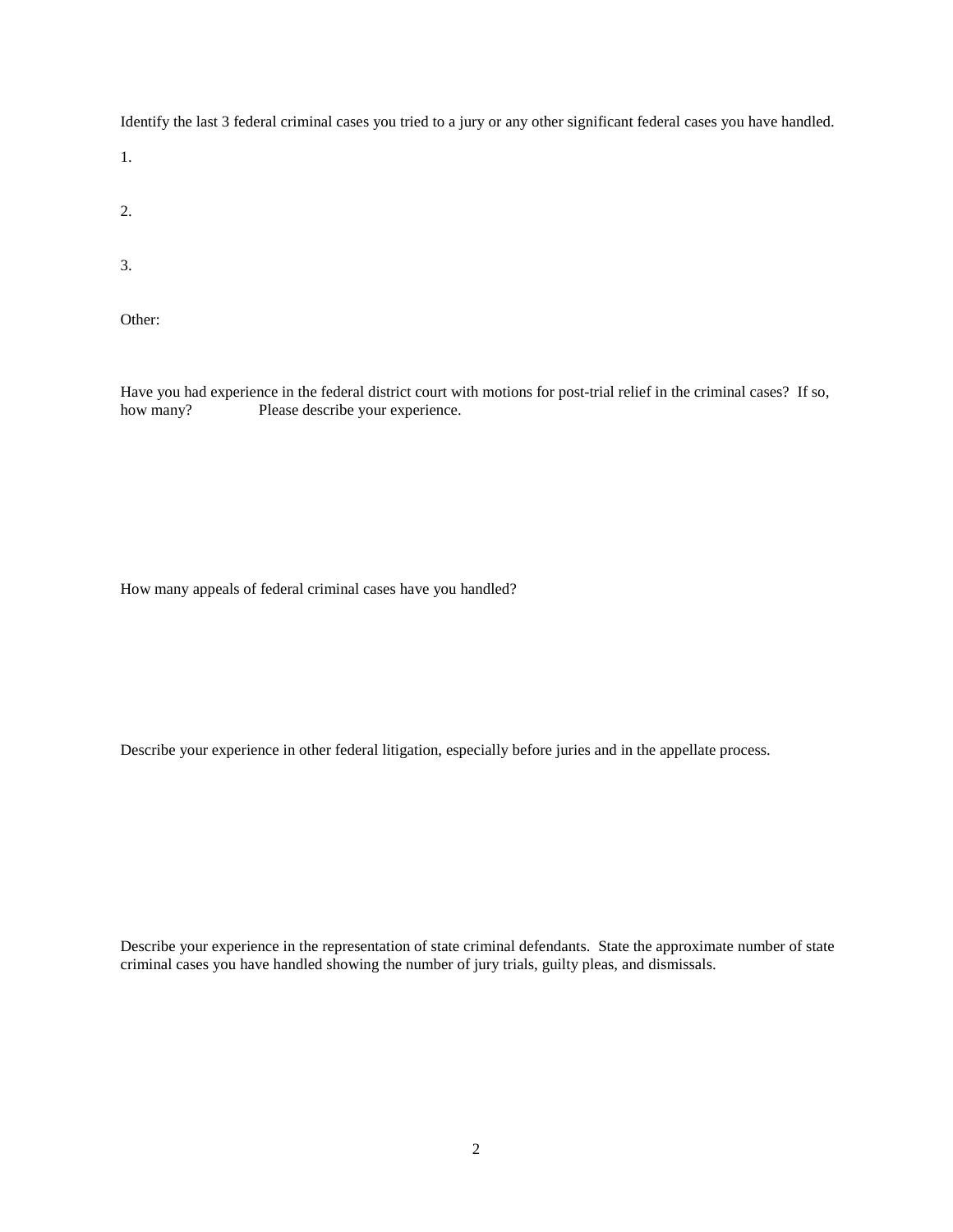Identify the last 3 federal criminal cases you tried to a jury or any other significant federal cases you have handled.

1.

2.

3.

Other:

Have you had experience in the federal district court with motions for post-trial relief in the criminal cases? If so, how many? Please describe your experience.

How many appeals of federal criminal cases have you handled?

Describe your experience in other federal litigation, especially before juries and in the appellate process.

Describe your experience in the representation of state criminal defendants. State the approximate number of state criminal cases you have handled showing the number of jury trials, guilty pleas, and dismissals.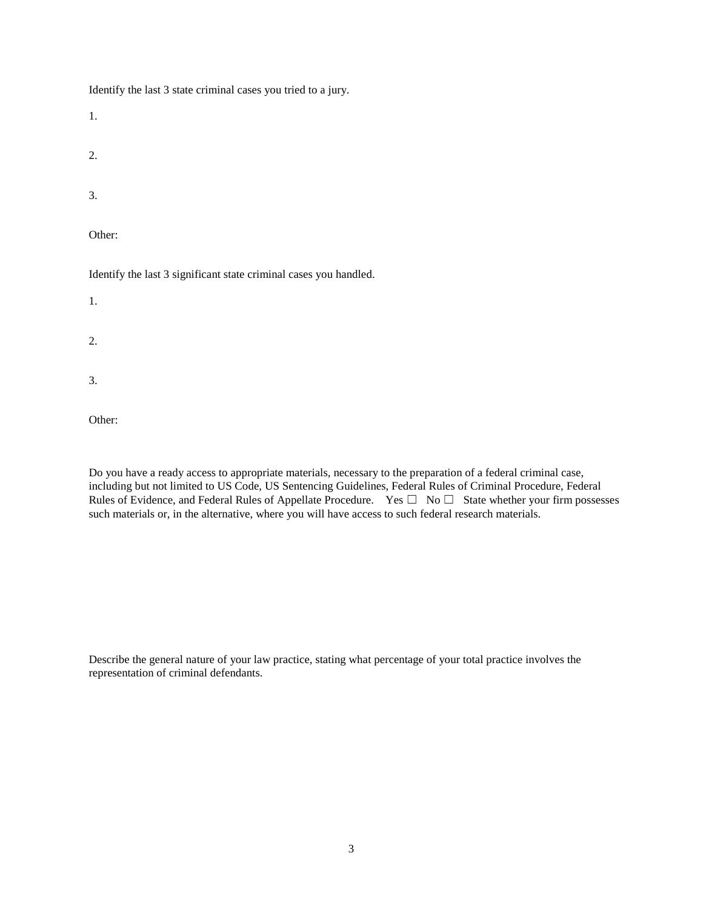Identify the last 3 state criminal cases you tried to a jury.

1.

2.

3.

Other:

Identify the last 3 significant state criminal cases you handled.

1.

2.

3.

Other:

Do you have a ready access to appropriate materials, necessary to the preparation of a federal criminal case, including but not limited to US Code, US Sentencing Guidelines, Federal Rules of Criminal Procedure, Federal Rules of Evidence, and Federal Rules of Appellate Procedure. Yes ☐ No ☐ State whether your firm possesses such materials or, in the alternative, where you will have access to such federal research materials.

Describe the general nature of your law practice, stating what percentage of your total practice involves the representation of criminal defendants.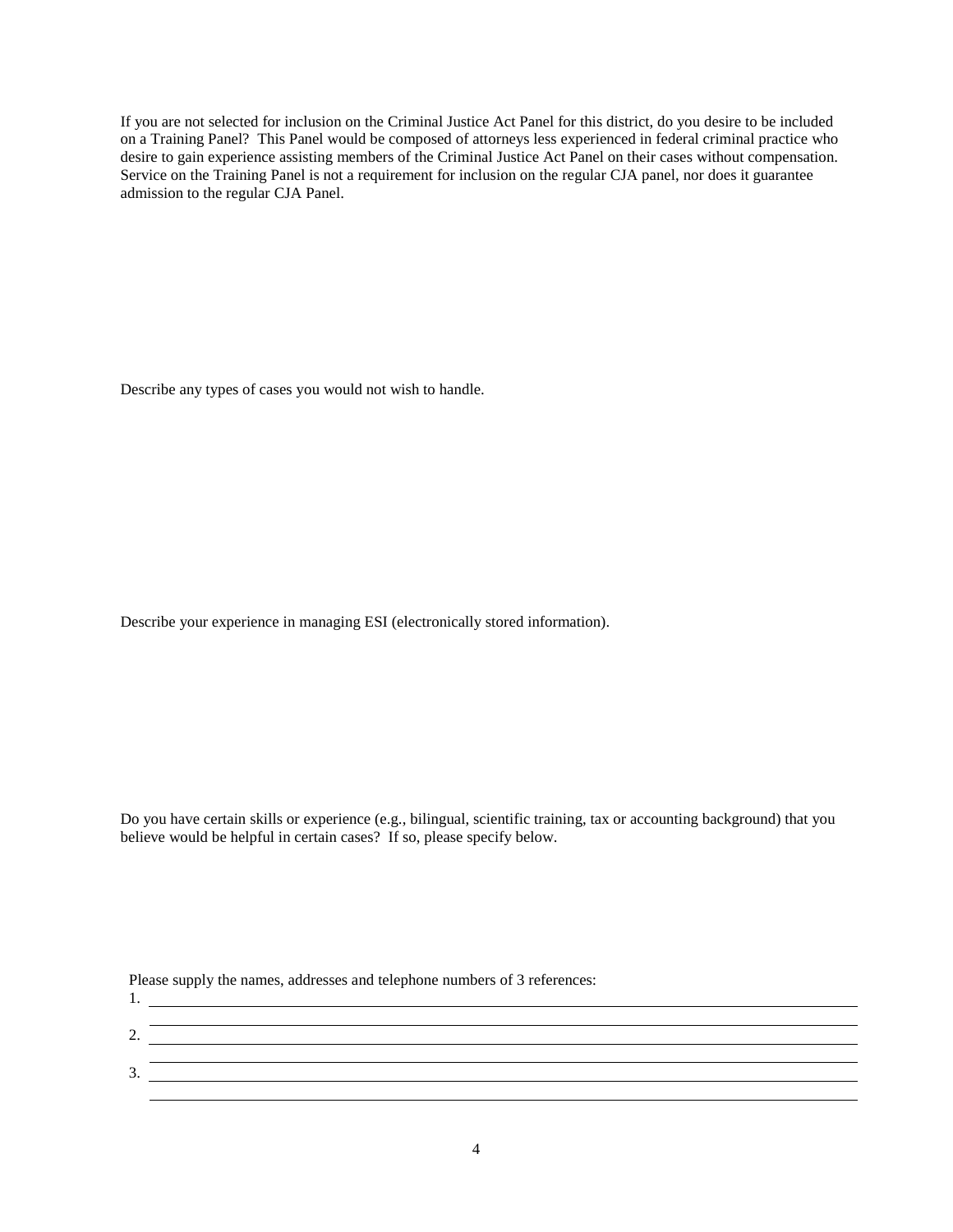If you are not selected for inclusion on the Criminal Justice Act Panel for this district, do you desire to be included on a Training Panel? This Panel would be composed of attorneys less experienced in federal criminal practice who desire to gain experience assisting members of the Criminal Justice Act Panel on their cases without compensation. Service on the Training Panel is not a requirement for inclusion on the regular CJA panel, nor does it guarantee admission to the regular CJA Panel.

Describe any types of cases you would not wish to handle.

Describe your experience in managing ESI (electronically stored information).

Do you have certain skills or experience (e.g., bilingual, scientific training, tax or accounting background) that you believe would be helpful in certain cases? If so, please specify below.

Please supply the names, addresses and telephone numbers of 3 references:

1. ______________________________________________

   ______________________________________________

2. ______________________________________________

   ______________________________________________

3. ______________________________________________

   ______________________________________________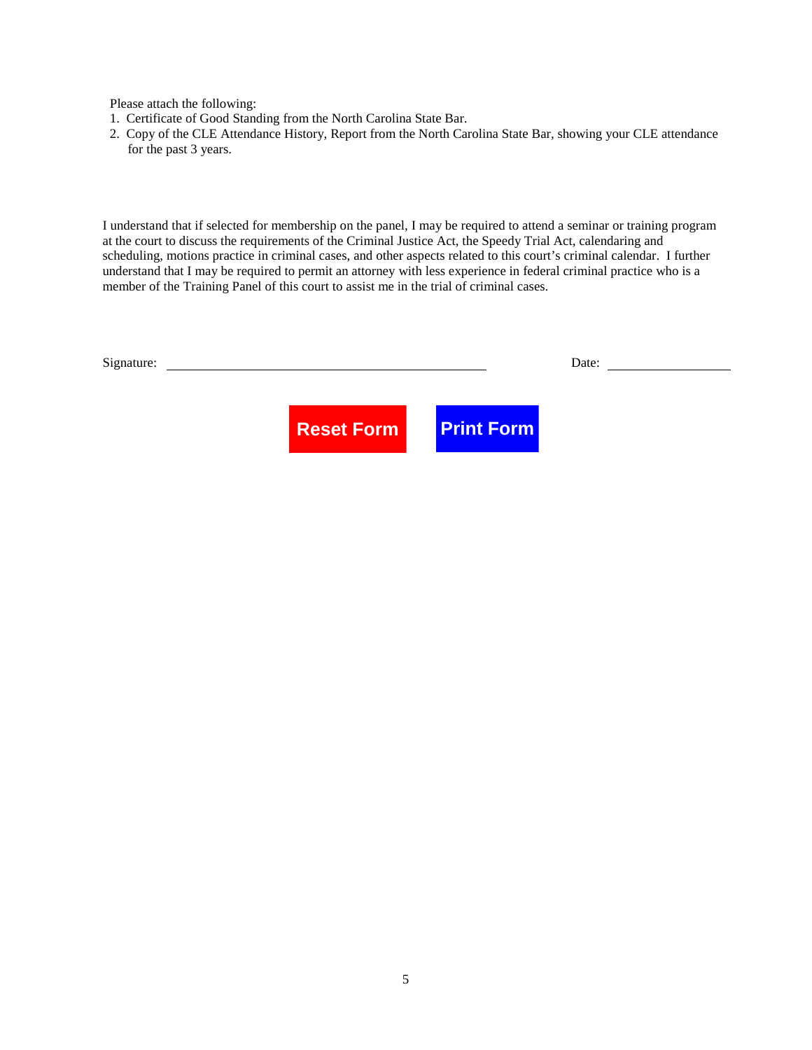Please attach the following:

1. Certificate of Good Standing from the North Carolina State Bar.
2. Copy of the CLE Attendance History, Report from the North Carolina State Bar, showing your CLE attendance for the past 3 years.

I understand that if selected for membership on the panel, I may be required to attend a seminar or training program at the court to discuss the requirements of the Criminal Justice Act, the Speedy Trial Act, calendaring and scheduling, motions practice in criminal cases, and other aspects related to this court's criminal calendar. I further understand that I may be required to permit an attorney with less experience in federal criminal practice who is a member of the Training Panel of this court to assist me in the trial of criminal cases.

Signature: ______________________________ Date: ______________

Reset Form    Print Form